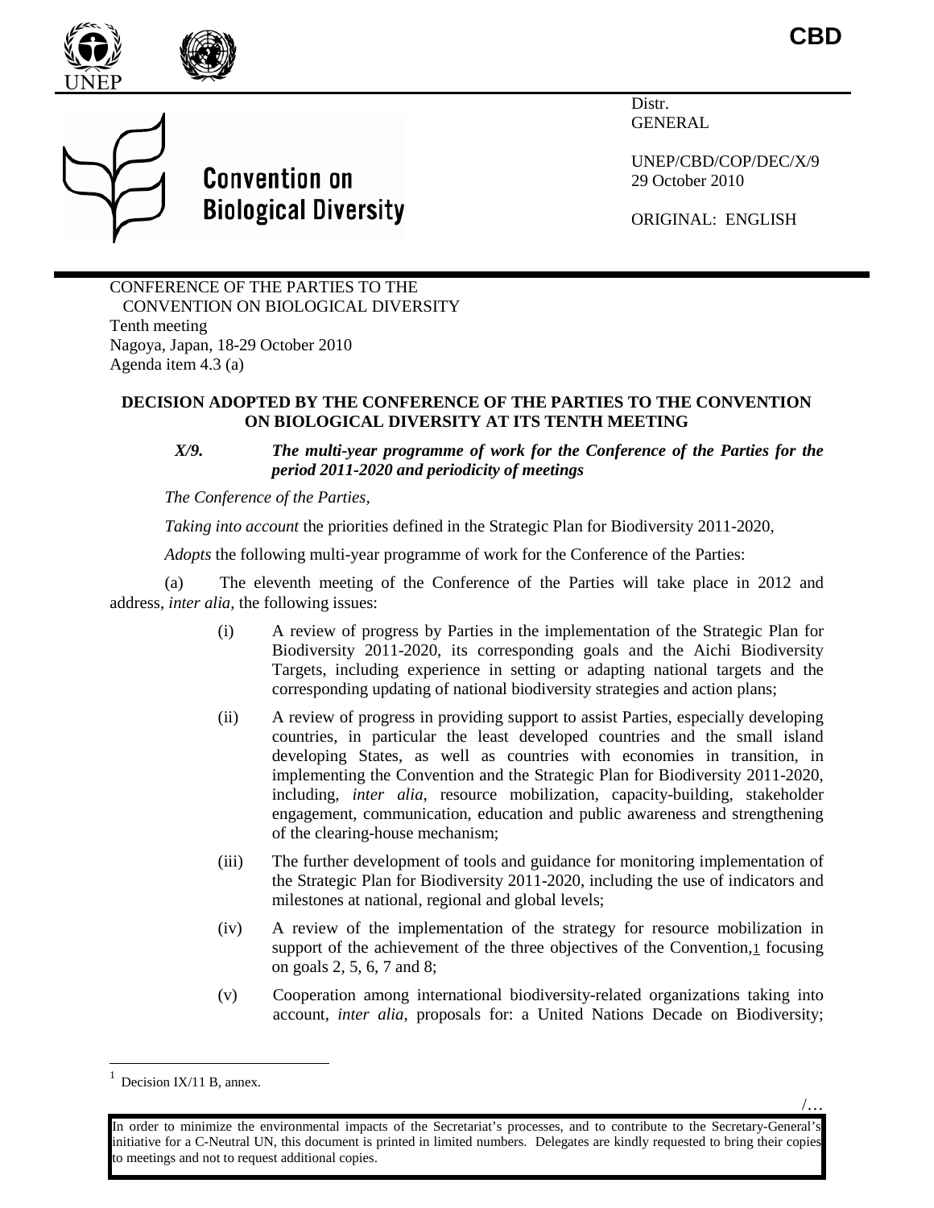**CBD**

Distr.
GENERAL

UNEP/CBD/COP/DEC/X/9
29 October 2010

ORIGINAL: ENGLISH

**Convention on Biological Diversity**

CONFERENCE OF THE PARTIES TO THE CONVENTION ON BIOLOGICAL DIVERSITY
Tenth meeting
Nagoya, Japan, 18-29 October 2010
Agenda item 4.3 (a)

## DECISION ADOPTED BY THE CONFERENCE OF THE PARTIES TO THE CONVENTION ON BIOLOGICAL DIVERSITY AT ITS TENTH MEETING

### *X/9. The multi-year programme of work for the Conference of the Parties for the period 2011-2020 and periodicity of meetings*

*The Conference of the Parties,*

*Taking into account* the priorities defined in the Strategic Plan for Biodiversity 2011-2020,

*Adopts* the following multi-year programme of work for the Conference of the Parties:

(a) The eleventh meeting of the Conference of the Parties will take place in 2012 and address, *inter alia,* the following issues:

(i) A review of progress by Parties in the implementation of the Strategic Plan for Biodiversity 2011-2020, its corresponding goals and the Aichi Biodiversity Targets, including experience in setting or adapting national targets and the corresponding updating of national biodiversity strategies and action plans;

(ii) A review of progress in providing support to assist Parties, especially developing countries, in particular the least developed countries and the small island developing States, as well as countries with economies in transition, in implementing the Convention and the Strategic Plan for Biodiversity 2011-2020, including, *inter alia*, resource mobilization, capacity-building, stakeholder engagement, communication, education and public awareness and strengthening of the clearing-house mechanism;

(iii) The further development of tools and guidance for monitoring implementation of the Strategic Plan for Biodiversity 2011-2020, including the use of indicators and milestones at national, regional and global levels;

(iv) A review of the implementation of the strategy for resource mobilization in support of the achievement of the three objectives of the Convention,[1] focusing on goals 2, 5, 6, 7 and 8;

(v) Cooperation among international biodiversity-related organizations taking into account, *inter alia*, proposals for: a United Nations Decade on Biodiversity;

[1] Decision IX/11 B, annex.

In order to minimize the environmental impacts of the Secretariat's processes, and to contribute to the Secretary-General's initiative for a C-Neutral UN, this document is printed in limited numbers. Delegates are kindly requested to bring their copies to meetings and not to request additional copies.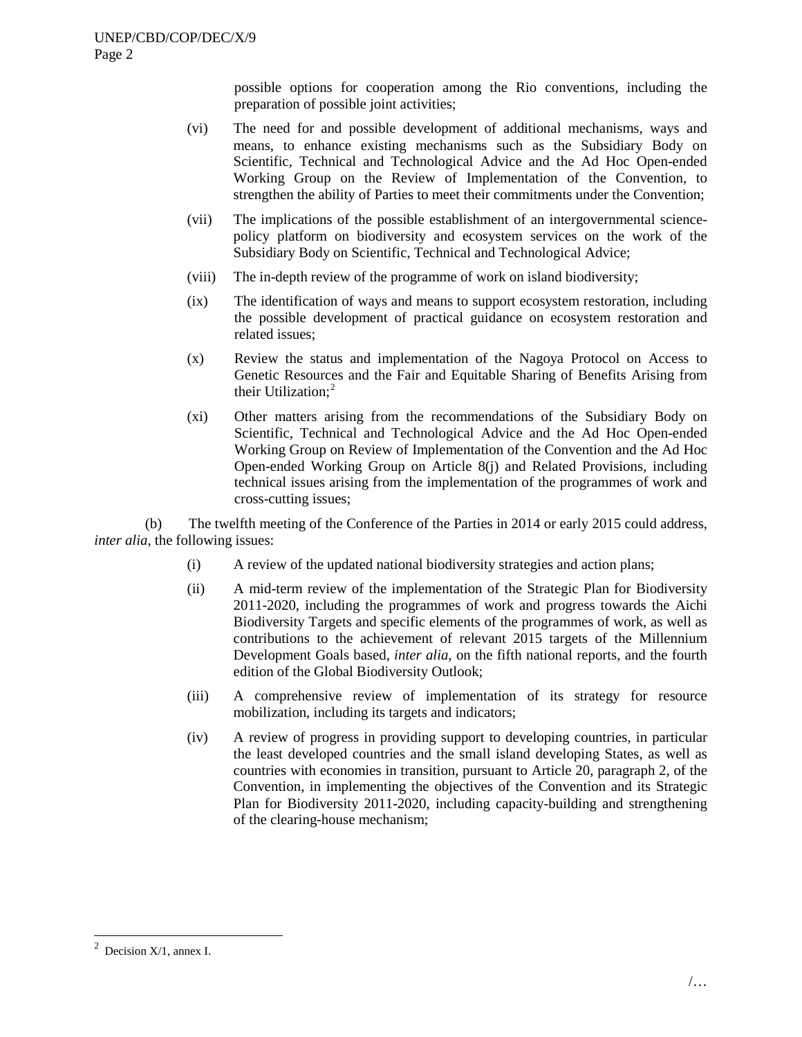possible options for cooperation among the Rio conventions, including the preparation of possible joint activities;

(vi) The need for and possible development of additional mechanisms, ways and means, to enhance existing mechanisms such as the Subsidiary Body on Scientific, Technical and Technological Advice and the Ad Hoc Open-ended Working Group on the Review of Implementation of the Convention, to strengthen the ability of Parties to meet their commitments under the Convention;

(vii) The implications of the possible establishment of an intergovernmental science-policy platform on biodiversity and ecosystem services on the work of the Subsidiary Body on Scientific, Technical and Technological Advice;

(viii) The in-depth review of the programme of work on island biodiversity;

(ix) The identification of ways and means to support ecosystem restoration, including the possible development of practical guidance on ecosystem restoration and related issues;

(x) Review the status and implementation of the Nagoya Protocol on Access to Genetic Resources and the Fair and Equitable Sharing of Benefits Arising from their Utilization;[2]

(xi) Other matters arising from the recommendations of the Subsidiary Body on Scientific, Technical and Technological Advice and the Ad Hoc Open-ended Working Group on Review of Implementation of the Convention and the Ad Hoc Open-ended Working Group on Article 8(j) and Related Provisions, including technical issues arising from the implementation of the programmes of work and cross-cutting issues;

(b) The twelfth meeting of the Conference of the Parties in 2014 or early 2015 could address, *inter alia*, the following issues:

(i) A review of the updated national biodiversity strategies and action plans;

(ii) A mid-term review of the implementation of the Strategic Plan for Biodiversity 2011-2020, including the programmes of work and progress towards the Aichi Biodiversity Targets and specific elements of the programmes of work, as well as contributions to the achievement of relevant 2015 targets of the Millennium Development Goals based, *inter alia,* on the fifth national reports, and the fourth edition of the Global Biodiversity Outlook;

(iii) A comprehensive review of implementation of its strategy for resource mobilization, including its targets and indicators;

(iv) A review of progress in providing support to developing countries, in particular the least developed countries and the small island developing States, as well as countries with economies in transition, pursuant to Article 20, paragraph 2, of the Convention, in implementing the objectives of the Convention and its Strategic Plan for Biodiversity 2011-2020, including capacity-building and strengthening of the clearing-house mechanism;

---

[2] Decision X/1, annex I.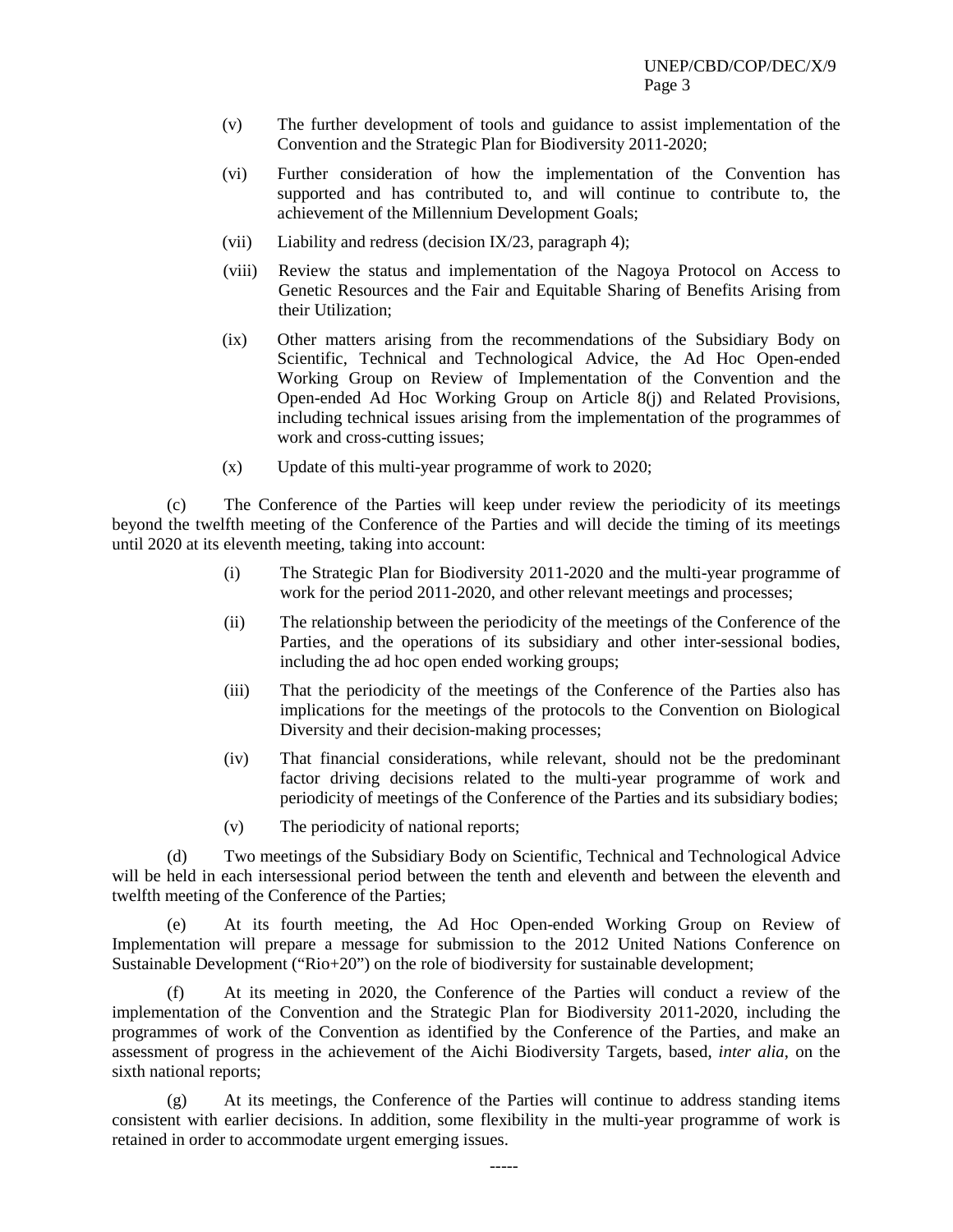(v) The further development of tools and guidance to assist implementation of the Convention and the Strategic Plan for Biodiversity 2011-2020;

(vi) Further consideration of how the implementation of the Convention has supported and has contributed to, and will continue to contribute to, the achievement of the Millennium Development Goals;

(vii) Liability and redress (decision IX/23, paragraph 4);

(viii) Review the status and implementation of the Nagoya Protocol on Access to Genetic Resources and the Fair and Equitable Sharing of Benefits Arising from their Utilization;

(ix) Other matters arising from the recommendations of the Subsidiary Body on Scientific, Technical and Technological Advice, the Ad Hoc Open-ended Working Group on Review of Implementation of the Convention and the Open-ended Ad Hoc Working Group on Article 8(j) and Related Provisions, including technical issues arising from the implementation of the programmes of work and cross-cutting issues;

(x) Update of this multi-year programme of work to 2020;

(c) The Conference of the Parties will keep under review the periodicity of its meetings beyond the twelfth meeting of the Conference of the Parties and will decide the timing of its meetings until 2020 at its eleventh meeting, taking into account:

(i) The Strategic Plan for Biodiversity 2011-2020 and the multi-year programme of work for the period 2011-2020, and other relevant meetings and processes;

(ii) The relationship between the periodicity of the meetings of the Conference of the Parties, and the operations of its subsidiary and other inter-sessional bodies, including the ad hoc open ended working groups;

(iii) That the periodicity of the meetings of the Conference of the Parties also has implications for the meetings of the protocols to the Convention on Biological Diversity and their decision-making processes;

(iv) That financial considerations, while relevant, should not be the predominant factor driving decisions related to the multi-year programme of work and periodicity of meetings of the Conference of the Parties and its subsidiary bodies;

(v) The periodicity of national reports;

(d) Two meetings of the Subsidiary Body on Scientific, Technical and Technological Advice will be held in each intersessional period between the tenth and eleventh and between the eleventh and twelfth meeting of the Conference of the Parties;

(e) At its fourth meeting, the Ad Hoc Open-ended Working Group on Review of Implementation will prepare a message for submission to the 2012 United Nations Conference on Sustainable Development ("Rio+20") on the role of biodiversity for sustainable development;

(f) At its meeting in 2020, the Conference of the Parties will conduct a review of the implementation of the Convention and the Strategic Plan for Biodiversity 2011-2020, including the programmes of work of the Convention as identified by the Conference of the Parties, and make an assessment of progress in the achievement of the Aichi Biodiversity Targets, based, *inter alia*, on the sixth national reports;

(g) At its meetings, the Conference of the Parties will continue to address standing items consistent with earlier decisions. In addition, some flexibility in the multi-year programme of work is retained in order to accommodate urgent emerging issues.

-----